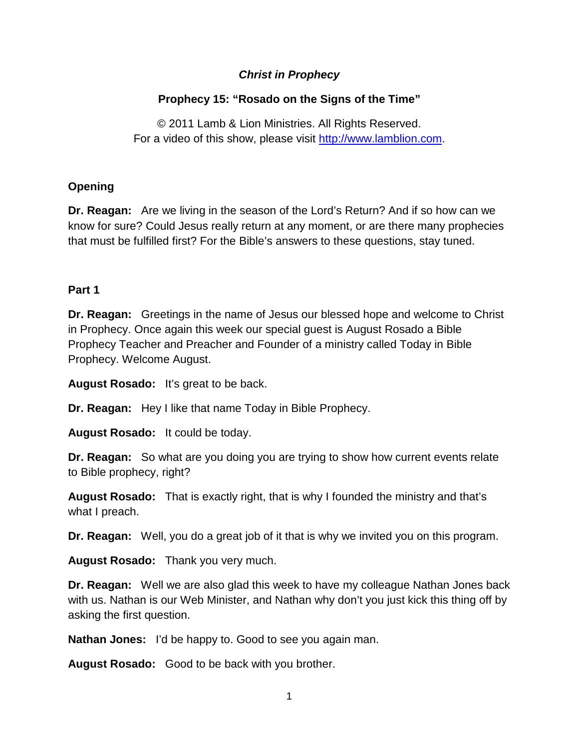# *Christ in Prophecy*

## Prophecy 15: "Rosado on the Signs of the Time"

© 2011 Lamb & Lion Ministries. All Rights Reserved.
For a video of this show, please visit http://www.lamblion.com.

### Opening

**Dr. Reagan:** Are we living in the season of the Lord's Return? And if so how can we know for sure? Could Jesus really return at any moment, or are there many prophecies that must be fulfilled first? For the Bible's answers to these questions, stay tuned.

### Part 1

**Dr. Reagan:** Greetings in the name of Jesus our blessed hope and welcome to Christ in Prophecy. Once again this week our special guest is August Rosado a Bible Prophecy Teacher and Preacher and Founder of a ministry called Today in Bible Prophecy. Welcome August.

**August Rosado:** It's great to be back.

**Dr. Reagan:** Hey I like that name Today in Bible Prophecy.

**August Rosado:** It could be today.

**Dr. Reagan:** So what are you doing you are trying to show how current events relate to Bible prophecy, right?

**August Rosado:** That is exactly right, that is why I founded the ministry and that's what I preach.

**Dr. Reagan:** Well, you do a great job of it that is why we invited you on this program.

**August Rosado:** Thank you very much.

**Dr. Reagan:** Well we are also glad this week to have my colleague Nathan Jones back with us. Nathan is our Web Minister, and Nathan why don't you just kick this thing off by asking the first question.

**Nathan Jones:** I'd be happy to. Good to see you again man.

**August Rosado:** Good to be back with you brother.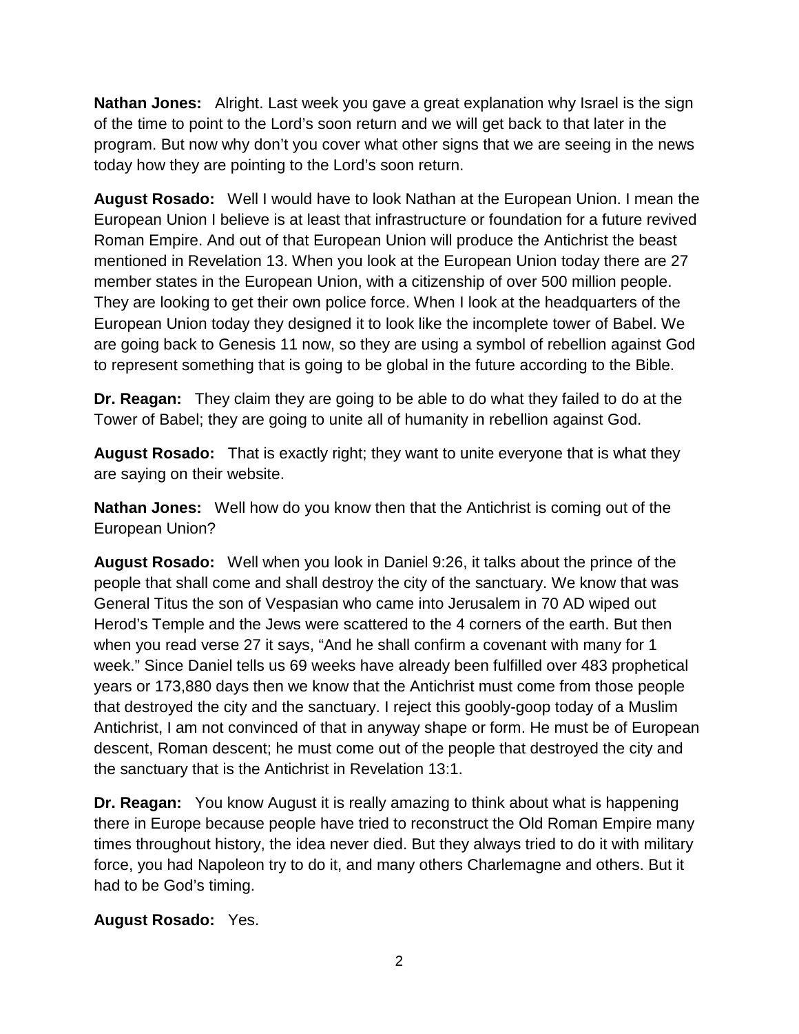**Nathan Jones:** Alright. Last week you gave a great explanation why Israel is the sign of the time to point to the Lord's soon return and we will get back to that later in the program. But now why don't you cover what other signs that we are seeing in the news today how they are pointing to the Lord's soon return.

**August Rosado:** Well I would have to look Nathan at the European Union. I mean the European Union I believe is at least that infrastructure or foundation for a future revived Roman Empire. And out of that European Union will produce the Antichrist the beast mentioned in Revelation 13. When you look at the European Union today there are 27 member states in the European Union, with a citizenship of over 500 million people. They are looking to get their own police force. When I look at the headquarters of the European Union today they designed it to look like the incomplete tower of Babel. We are going back to Genesis 11 now, so they are using a symbol of rebellion against God to represent something that is going to be global in the future according to the Bible.

**Dr. Reagan:** They claim they are going to be able to do what they failed to do at the Tower of Babel; they are going to unite all of humanity in rebellion against God.

**August Rosado:** That is exactly right; they want to unite everyone that is what they are saying on their website.

**Nathan Jones:** Well how do you know then that the Antichrist is coming out of the European Union?

**August Rosado:** Well when you look in Daniel 9:26, it talks about the prince of the people that shall come and shall destroy the city of the sanctuary. We know that was General Titus the son of Vespasian who came into Jerusalem in 70 AD wiped out Herod's Temple and the Jews were scattered to the 4 corners of the earth. But then when you read verse 27 it says, "And he shall confirm a covenant with many for 1 week." Since Daniel tells us 69 weeks have already been fulfilled over 483 prophetical years or 173,880 days then we know that the Antichrist must come from those people that destroyed the city and the sanctuary. I reject this goobly-goop today of a Muslim Antichrist, I am not convinced of that in anyway shape or form. He must be of European descent, Roman descent; he must come out of the people that destroyed the city and the sanctuary that is the Antichrist in Revelation 13:1.

**Dr. Reagan:** You know August it is really amazing to think about what is happening there in Europe because people have tried to reconstruct the Old Roman Empire many times throughout history, the idea never died. But they always tried to do it with military force, you had Napoleon try to do it, and many others Charlemagne and others. But it had to be God's timing.

**August Rosado:** Yes.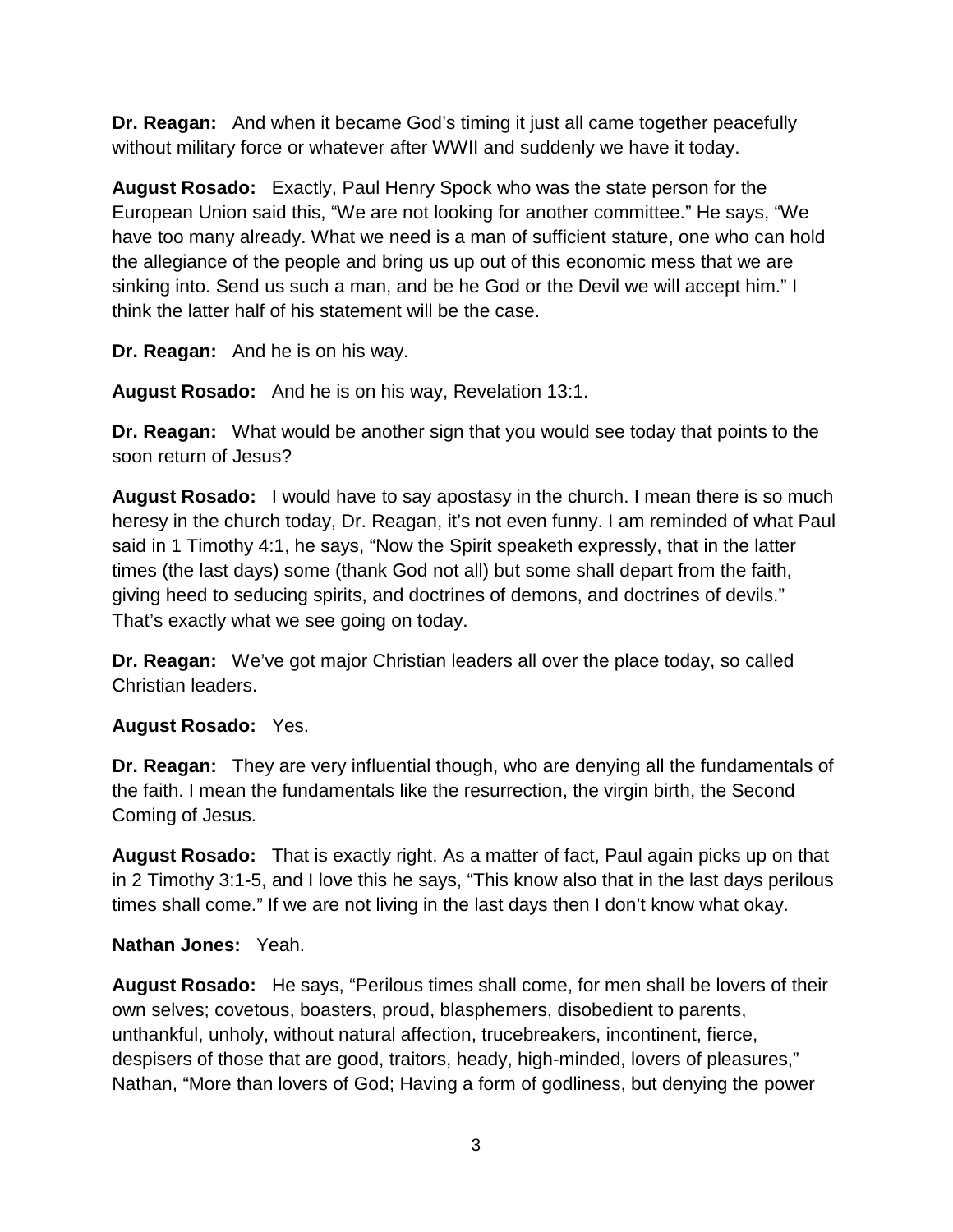**Dr. Reagan:** And when it became God's timing it just all came together peacefully without military force or whatever after WWII and suddenly we have it today.

**August Rosado:** Exactly, Paul Henry Spock who was the state person for the European Union said this, "We are not looking for another committee." He says, "We have too many already. What we need is a man of sufficient stature, one who can hold the allegiance of the people and bring us up out of this economic mess that we are sinking into. Send us such a man, and be he God or the Devil we will accept him." I think the latter half of his statement will be the case.

**Dr. Reagan:** And he is on his way.

**August Rosado:** And he is on his way, Revelation 13:1.

**Dr. Reagan:** What would be another sign that you would see today that points to the soon return of Jesus?

**August Rosado:** I would have to say apostasy in the church. I mean there is so much heresy in the church today, Dr. Reagan, it's not even funny. I am reminded of what Paul said in 1 Timothy 4:1, he says, "Now the Spirit speaketh expressly, that in the latter times (the last days) some (thank God not all) but some shall depart from the faith, giving heed to seducing spirits, and doctrines of demons, and doctrines of devils." That's exactly what we see going on today.

**Dr. Reagan:** We've got major Christian leaders all over the place today, so called Christian leaders.

**August Rosado:** Yes.

**Dr. Reagan:** They are very influential though, who are denying all the fundamentals of the faith. I mean the fundamentals like the resurrection, the virgin birth, the Second Coming of Jesus.

**August Rosado:** That is exactly right. As a matter of fact, Paul again picks up on that in 2 Timothy 3:1-5, and I love this he says, "This know also that in the last days perilous times shall come." If we are not living in the last days then I don't know what okay.

**Nathan Jones:** Yeah.

**August Rosado:** He says, "Perilous times shall come, for men shall be lovers of their own selves; covetous, boasters, proud, blasphemers, disobedient to parents, unthankful, unholy, without natural affection, trucebreakers, incontinent, fierce, despisers of those that are good, traitors, heady, high-minded, lovers of pleasures," Nathan, "More than lovers of God; Having a form of godliness, but denying the power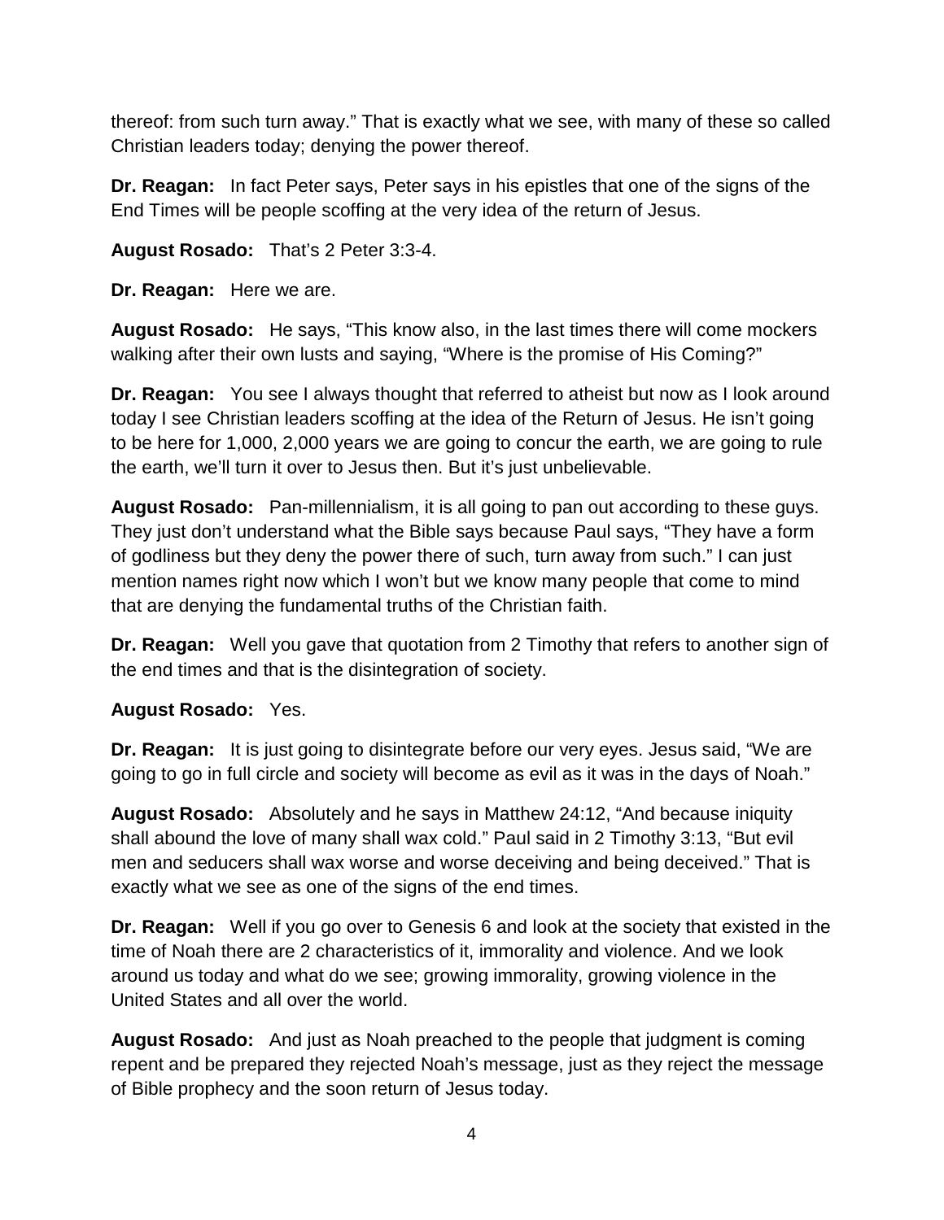thereof: from such turn away." That is exactly what we see, with many of these so called Christian leaders today; denying the power thereof.

**Dr. Reagan:** In fact Peter says, Peter says in his epistles that one of the signs of the End Times will be people scoffing at the very idea of the return of Jesus.

**August Rosado:** That's 2 Peter 3:3-4.

**Dr. Reagan:** Here we are.

**August Rosado:** He says, "This know also, in the last times there will come mockers walking after their own lusts and saying, "Where is the promise of His Coming?"

**Dr. Reagan:** You see I always thought that referred to atheist but now as I look around today I see Christian leaders scoffing at the idea of the Return of Jesus. He isn't going to be here for 1,000, 2,000 years we are going to concur the earth, we are going to rule the earth, we'll turn it over to Jesus then. But it's just unbelievable.

**August Rosado:** Pan-millennialism, it is all going to pan out according to these guys. They just don't understand what the Bible says because Paul says, "They have a form of godliness but they deny the power there of such, turn away from such." I can just mention names right now which I won't but we know many people that come to mind that are denying the fundamental truths of the Christian faith.

**Dr. Reagan:** Well you gave that quotation from 2 Timothy that refers to another sign of the end times and that is the disintegration of society.

**August Rosado:** Yes.

**Dr. Reagan:** It is just going to disintegrate before our very eyes. Jesus said, "We are going to go in full circle and society will become as evil as it was in the days of Noah."

**August Rosado:** Absolutely and he says in Matthew 24:12, "And because iniquity shall abound the love of many shall wax cold." Paul said in 2 Timothy 3:13, "But evil men and seducers shall wax worse and worse deceiving and being deceived." That is exactly what we see as one of the signs of the end times.

**Dr. Reagan:** Well if you go over to Genesis 6 and look at the society that existed in the time of Noah there are 2 characteristics of it, immorality and violence. And we look around us today and what do we see; growing immorality, growing violence in the United States and all over the world.

**August Rosado:** And just as Noah preached to the people that judgment is coming repent and be prepared they rejected Noah's message, just as they reject the message of Bible prophecy and the soon return of Jesus today.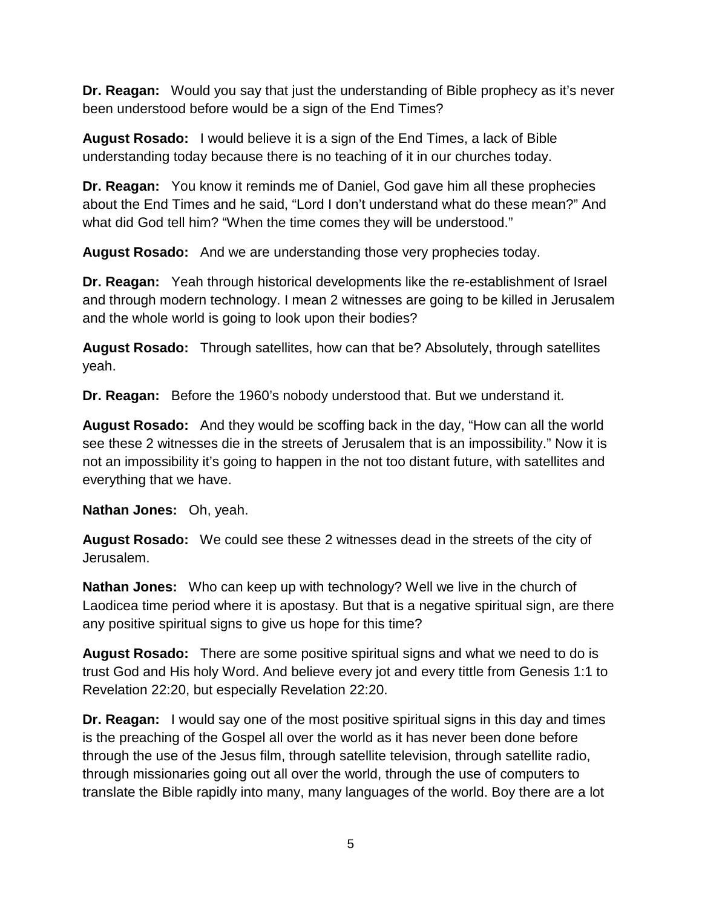**Dr. Reagan:** Would you say that just the understanding of Bible prophecy as it's never been understood before would be a sign of the End Times?

**August Rosado:** I would believe it is a sign of the End Times, a lack of Bible understanding today because there is no teaching of it in our churches today.

**Dr. Reagan:** You know it reminds me of Daniel, God gave him all these prophecies about the End Times and he said, "Lord I don't understand what do these mean?" And what did God tell him? "When the time comes they will be understood."

**August Rosado:** And we are understanding those very prophecies today.

**Dr. Reagan:** Yeah through historical developments like the re-establishment of Israel and through modern technology. I mean 2 witnesses are going to be killed in Jerusalem and the whole world is going to look upon their bodies?

**August Rosado:** Through satellites, how can that be? Absolutely, through satellites yeah.

**Dr. Reagan:** Before the 1960's nobody understood that. But we understand it.

**August Rosado:** And they would be scoffing back in the day, "How can all the world see these 2 witnesses die in the streets of Jerusalem that is an impossibility." Now it is not an impossibility it's going to happen in the not too distant future, with satellites and everything that we have.

**Nathan Jones:** Oh, yeah.

**August Rosado:** We could see these 2 witnesses dead in the streets of the city of Jerusalem.

**Nathan Jones:** Who can keep up with technology? Well we live in the church of Laodicea time period where it is apostasy. But that is a negative spiritual sign, are there any positive spiritual signs to give us hope for this time?

**August Rosado:** There are some positive spiritual signs and what we need to do is trust God and His holy Word. And believe every jot and every tittle from Genesis 1:1 to Revelation 22:20, but especially Revelation 22:20.

**Dr. Reagan:** I would say one of the most positive spiritual signs in this day and times is the preaching of the Gospel all over the world as it has never been done before through the use of the Jesus film, through satellite television, through satellite radio, through missionaries going out all over the world, through the use of computers to translate the Bible rapidly into many, many languages of the world. Boy there are a lot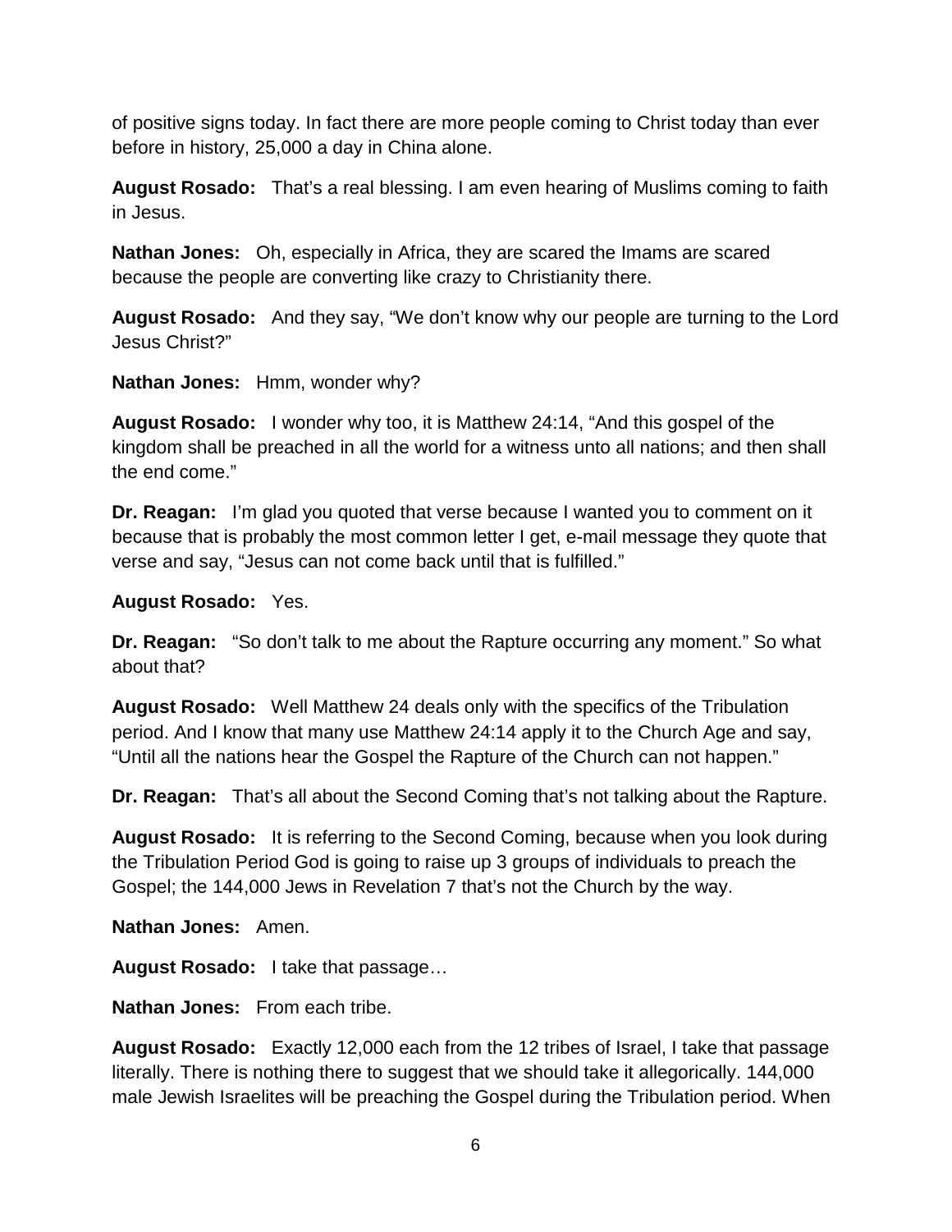of positive signs today. In fact there are more people coming to Christ today than ever before in history, 25,000 a day in China alone.

**August Rosado:** That's a real blessing. I am even hearing of Muslims coming to faith in Jesus.

**Nathan Jones:** Oh, especially in Africa, they are scared the Imams are scared because the people are converting like crazy to Christianity there.

**August Rosado:** And they say, "We don't know why our people are turning to the Lord Jesus Christ?"

**Nathan Jones:** Hmm, wonder why?

**August Rosado:** I wonder why too, it is Matthew 24:14, "And this gospel of the kingdom shall be preached in all the world for a witness unto all nations; and then shall the end come."

**Dr. Reagan:** I'm glad you quoted that verse because I wanted you to comment on it because that is probably the most common letter I get, e-mail message they quote that verse and say, "Jesus can not come back until that is fulfilled."

**August Rosado:** Yes.

**Dr. Reagan:** "So don't talk to me about the Rapture occurring any moment." So what about that?

**August Rosado:** Well Matthew 24 deals only with the specifics of the Tribulation period. And I know that many use Matthew 24:14 apply it to the Church Age and say, "Until all the nations hear the Gospel the Rapture of the Church can not happen."

**Dr. Reagan:** That's all about the Second Coming that's not talking about the Rapture.

**August Rosado:** It is referring to the Second Coming, because when you look during the Tribulation Period God is going to raise up 3 groups of individuals to preach the Gospel; the 144,000 Jews in Revelation 7 that's not the Church by the way.

**Nathan Jones:** Amen.

**August Rosado:** I take that passage…

**Nathan Jones:** From each tribe.

**August Rosado:** Exactly 12,000 each from the 12 tribes of Israel, I take that passage literally. There is nothing there to suggest that we should take it allegorically. 144,000 male Jewish Israelites will be preaching the Gospel during the Tribulation period. When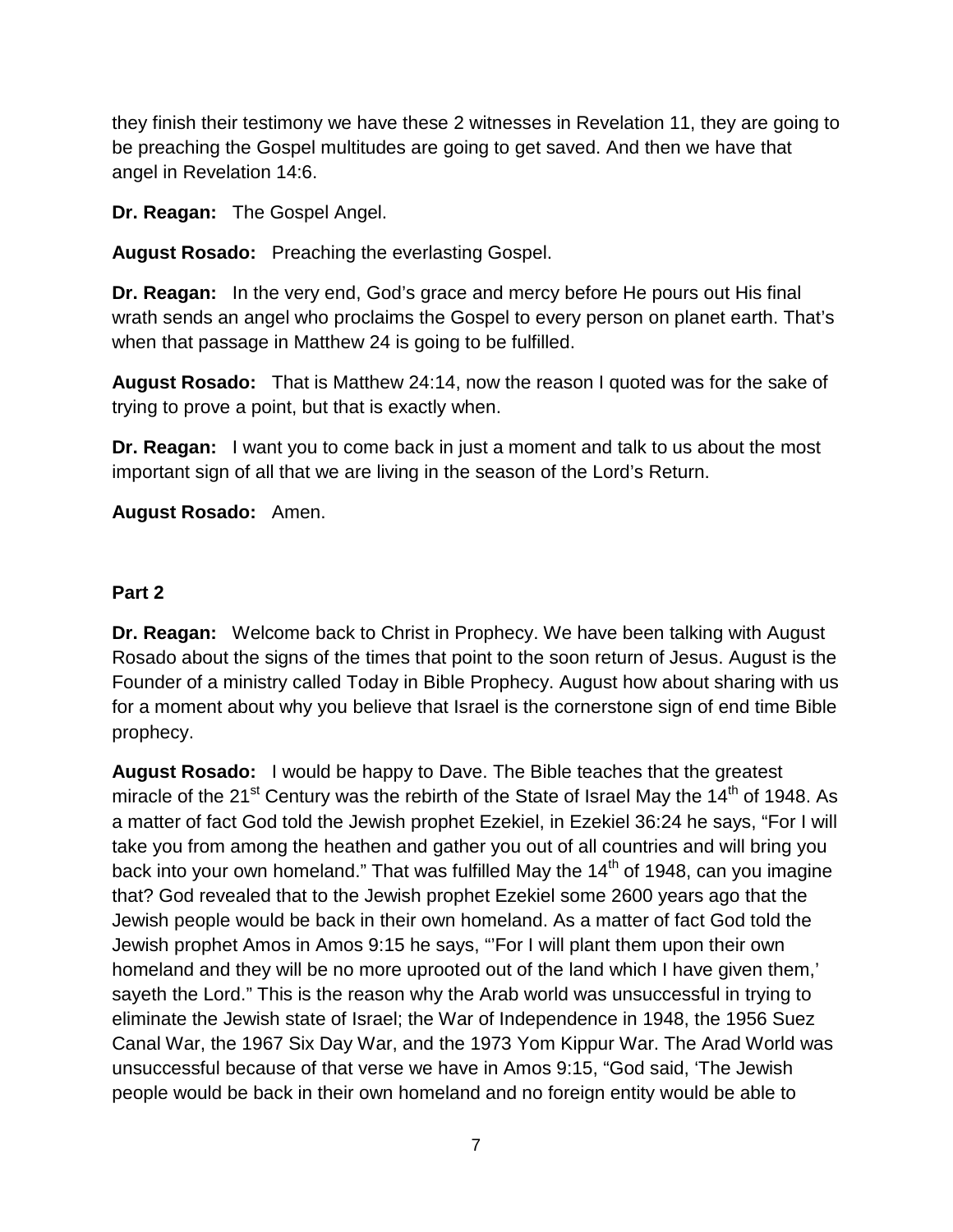they finish their testimony we have these 2 witnesses in Revelation 11, they are going to be preaching the Gospel multitudes are going to get saved. And then we have that angel in Revelation 14:6.

**Dr. Reagan:** The Gospel Angel.

**August Rosado:** Preaching the everlasting Gospel.

**Dr. Reagan:** In the very end, God's grace and mercy before He pours out His final wrath sends an angel who proclaims the Gospel to every person on planet earth. That's when that passage in Matthew 24 is going to be fulfilled.

**August Rosado:** That is Matthew 24:14, now the reason I quoted was for the sake of trying to prove a point, but that is exactly when.

**Dr. Reagan:** I want you to come back in just a moment and talk to us about the most important sign of all that we are living in the season of the Lord's Return.

**August Rosado:** Amen.

## Part 2

**Dr. Reagan:** Welcome back to Christ in Prophecy. We have been talking with August Rosado about the signs of the times that point to the soon return of Jesus. August is the Founder of a ministry called Today in Bible Prophecy. August how about sharing with us for a moment about why you believe that Israel is the cornerstone sign of end time Bible prophecy.

**August Rosado:** I would be happy to Dave. The Bible teaches that the greatest miracle of the 21st Century was the rebirth of the State of Israel May the 14th of 1948. As a matter of fact God told the Jewish prophet Ezekiel, in Ezekiel 36:24 he says, "For I will take you from among the heathen and gather you out of all countries and will bring you back into your own homeland." That was fulfilled May the 14th of 1948, can you imagine that? God revealed that to the Jewish prophet Ezekiel some 2600 years ago that the Jewish people would be back in their own homeland. As a matter of fact God told the Jewish prophet Amos in Amos 9:15 he says, "'For I will plant them upon their own homeland and they will be no more uprooted out of the land which I have given them,' sayeth the Lord." This is the reason why the Arab world was unsuccessful in trying to eliminate the Jewish state of Israel; the War of Independence in 1948, the 1956 Suez Canal War, the 1967 Six Day War, and the 1973 Yom Kippur War. The Arad World was unsuccessful because of that verse we have in Amos 9:15, "God said, 'The Jewish people would be back in their own homeland and no foreign entity would be able to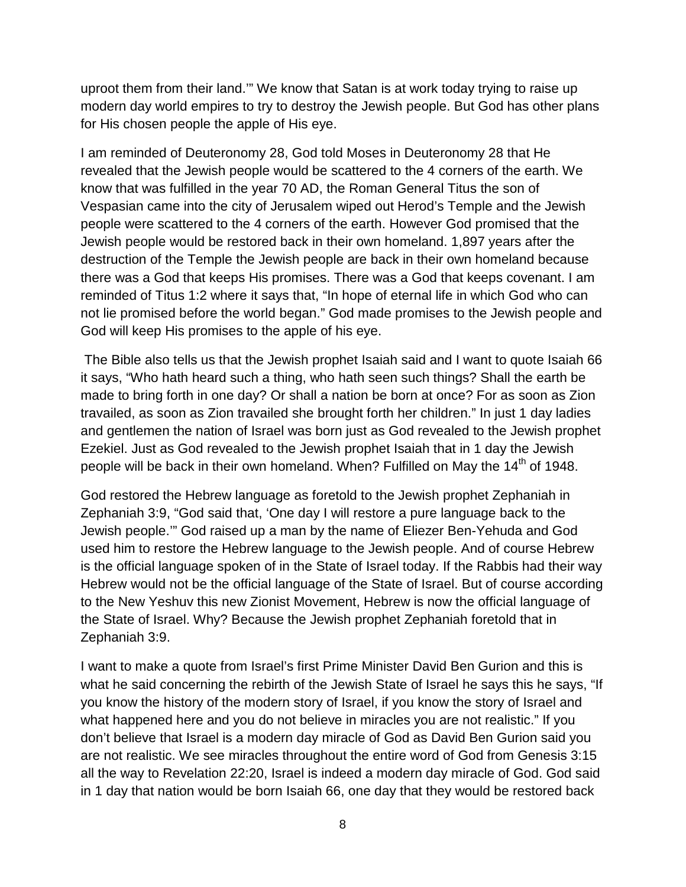uproot them from their land.'" We know that Satan is at work today trying to raise up modern day world empires to try to destroy the Jewish people. But God has other plans for His chosen people the apple of His eye.

I am reminded of Deuteronomy 28, God told Moses in Deuteronomy 28 that He revealed that the Jewish people would be scattered to the 4 corners of the earth. We know that was fulfilled in the year 70 AD, the Roman General Titus the son of Vespasian came into the city of Jerusalem wiped out Herod's Temple and the Jewish people were scattered to the 4 corners of the earth. However God promised that the Jewish people would be restored back in their own homeland. 1,897 years after the destruction of the Temple the Jewish people are back in their own homeland because there was a God that keeps His promises. There was a God that keeps covenant. I am reminded of Titus 1:2 where it says that, "In hope of eternal life in which God who can not lie promised before the world began." God made promises to the Jewish people and God will keep His promises to the apple of his eye.

The Bible also tells us that the Jewish prophet Isaiah said and I want to quote Isaiah 66 it says, "Who hath heard such a thing, who hath seen such things? Shall the earth be made to bring forth in one day? Or shall a nation be born at once? For as soon as Zion travailed, as soon as Zion travailed she brought forth her children." In just 1 day ladies and gentlemen the nation of Israel was born just as God revealed to the Jewish prophet Ezekiel. Just as God revealed to the Jewish prophet Isaiah that in 1 day the Jewish people will be back in their own homeland. When? Fulfilled on May the 14th of 1948.

God restored the Hebrew language as foretold to the Jewish prophet Zephaniah in Zephaniah 3:9, "God said that, 'One day I will restore a pure language back to the Jewish people.'" God raised up a man by the name of Eliezer Ben-Yehuda and God used him to restore the Hebrew language to the Jewish people. And of course Hebrew is the official language spoken of in the State of Israel today. If the Rabbis had their way Hebrew would not be the official language of the State of Israel. But of course according to the New Yeshuv this new Zionist Movement, Hebrew is now the official language of the State of Israel. Why? Because the Jewish prophet Zephaniah foretold that in Zephaniah 3:9.

I want to make a quote from Israel's first Prime Minister David Ben Gurion and this is what he said concerning the rebirth of the Jewish State of Israel he says this he says, "If you know the history of the modern story of Israel, if you know the story of Israel and what happened here and you do not believe in miracles you are not realistic." If you don't believe that Israel is a modern day miracle of God as David Ben Gurion said you are not realistic. We see miracles throughout the entire word of God from Genesis 3:15 all the way to Revelation 22:20, Israel is indeed a modern day miracle of God. God said in 1 day that nation would be born Isaiah 66, one day that they would be restored back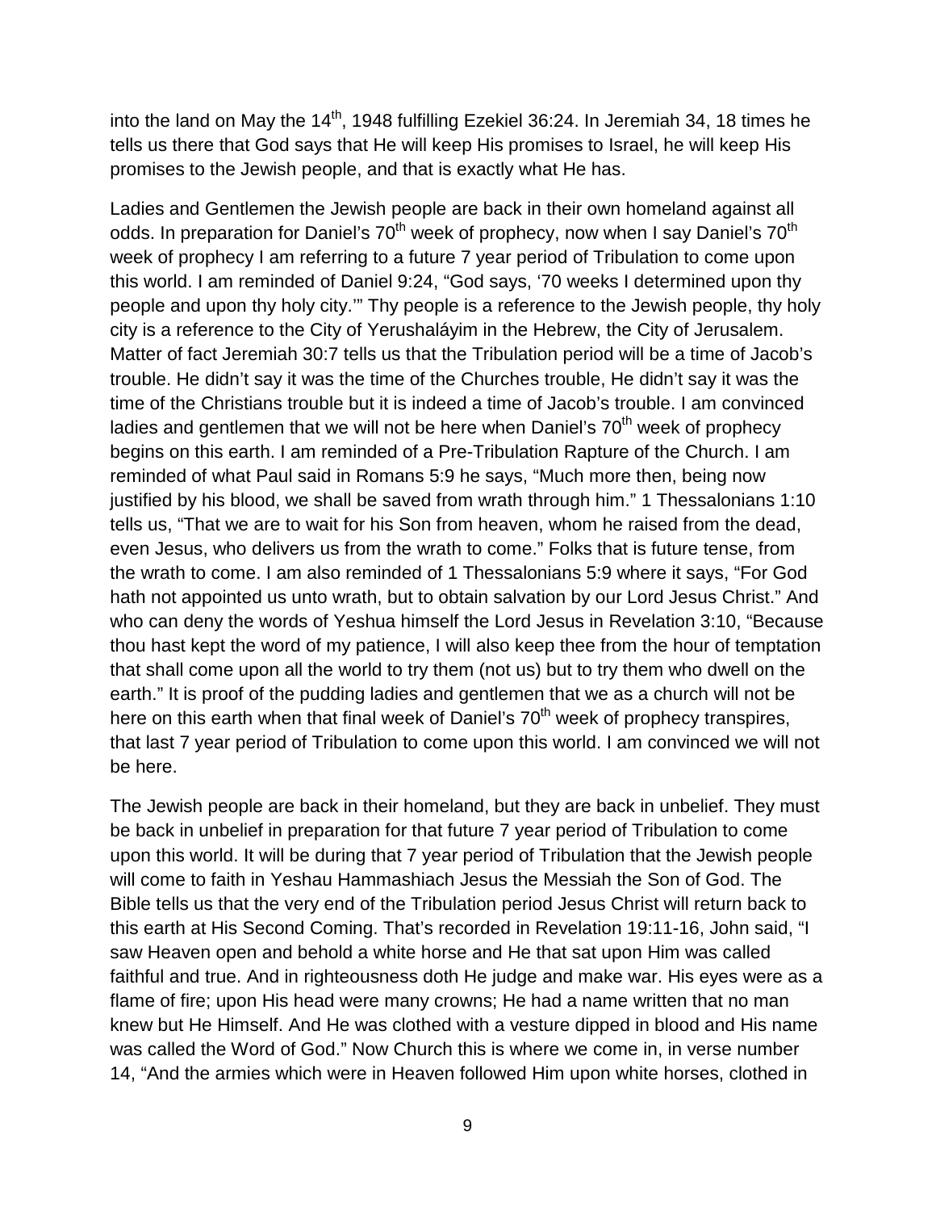into the land on May the 14th, 1948 fulfilling Ezekiel 36:24. In Jeremiah 34, 18 times he tells us there that God says that He will keep His promises to Israel, he will keep His promises to the Jewish people, and that is exactly what He has.

Ladies and Gentlemen the Jewish people are back in their own homeland against all odds. In preparation for Daniel's 70th week of prophecy, now when I say Daniel's 70th week of prophecy I am referring to a future 7 year period of Tribulation to come upon this world. I am reminded of Daniel 9:24, "God says, '70 weeks I determined upon thy people and upon thy holy city.'" Thy people is a reference to the Jewish people, thy holy city is a reference to the City of Yerusha​láyim in the Hebrew, the City of Jerusalem. Matter of fact Jeremiah 30:7 tells us that the Tribulation period will be a time of Jacob's trouble. He didn't say it was the time of the Churches trouble, He didn't say it was the time of the Christians trouble but it is indeed a time of Jacob's trouble. I am convinced ladies and gentlemen that we will not be here when Daniel's 70th week of prophecy begins on this earth. I am reminded of a Pre-Tribulation Rapture of the Church. I am reminded of what Paul said in Romans 5:9 he says, "Much more then, being now justified by his blood, we shall be saved from wrath through him." 1 Thessalonians 1:10 tells us, "That we are to wait for his Son from heaven, whom he raised from the dead, even Jesus, who delivers us from the wrath to come." Folks that is future tense, from the wrath to come. I am also reminded of 1 Thessalonians 5:9 where it says, "For God hath not appointed us unto wrath, but to obtain salvation by our Lord Jesus Christ." And who can deny the words of Yeshua himself the Lord Jesus in Revelation 3:10, "Because thou hast kept the word of my patience, I will also keep thee from the hour of temptation that shall come upon all the world to try them (not us) but to try them who dwell on the earth." It is proof of the pudding ladies and gentlemen that we as a church will not be here on this earth when that final week of Daniel's 70th week of prophecy transpires, that last 7 year period of Tribulation to come upon this world. I am convinced we will not be here.

The Jewish people are back in their homeland, but they are back in unbelief. They must be back in unbelief in preparation for that future 7 year period of Tribulation to come upon this world. It will be during that 7 year period of Tribulation that the Jewish people will come to faith in Yeshau Hammashiach Jesus the Messiah the Son of God. The Bible tells us that the very end of the Tribulation period Jesus Christ will return back to this earth at His Second Coming. That's recorded in Revelation 19:11-16, John said, "I saw Heaven open and behold a white horse and He that sat upon Him was called faithful and true. And in righteousness doth He judge and make war. His eyes were as a flame of fire; upon His head were many crowns; He had a name written that no man knew but He Himself. And He was clothed with a vesture dipped in blood and His name was called the Word of God." Now Church this is where we come in, in verse number 14, "And the armies which were in Heaven followed Him upon white horses, clothed in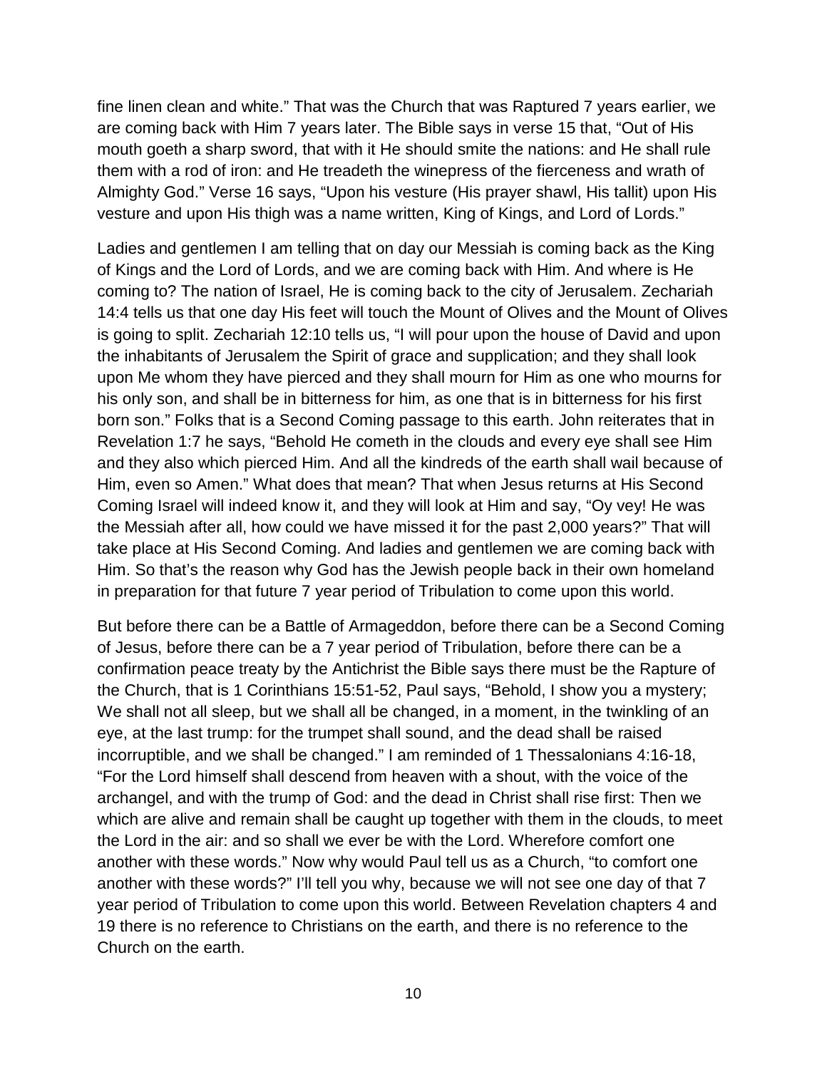fine linen clean and white." That was the Church that was Raptured 7 years earlier, we are coming back with Him 7 years later. The Bible says in verse 15 that, "Out of His mouth goeth a sharp sword, that with it He should smite the nations: and He shall rule them with a rod of iron: and He treadeth the winepress of the fierceness and wrath of Almighty God." Verse 16 says, "Upon his vesture (His prayer shawl, His tallit) upon His vesture and upon His thigh was a name written, King of Kings, and Lord of Lords."

Ladies and gentlemen I am telling that on day our Messiah is coming back as the King of Kings and the Lord of Lords, and we are coming back with Him. And where is He coming to? The nation of Israel, He is coming back to the city of Jerusalem. Zechariah 14:4 tells us that one day His feet will touch the Mount of Olives and the Mount of Olives is going to split. Zechariah 12:10 tells us, "I will pour upon the house of David and upon the inhabitants of Jerusalem the Spirit of grace and supplication; and they shall look upon Me whom they have pierced and they shall mourn for Him as one who mourns for his only son, and shall be in bitterness for him, as one that is in bitterness for his first born son." Folks that is a Second Coming passage to this earth. John reiterates that in Revelation 1:7 he says, "Behold He cometh in the clouds and every eye shall see Him and they also which pierced Him. And all the kindreds of the earth shall wail because of Him, even so Amen." What does that mean? That when Jesus returns at His Second Coming Israel will indeed know it, and they will look at Him and say, "Oy vey! He was the Messiah after all, how could we have missed it for the past 2,000 years?" That will take place at His Second Coming. And ladies and gentlemen we are coming back with Him. So that's the reason why God has the Jewish people back in their own homeland in preparation for that future 7 year period of Tribulation to come upon this world.

But before there can be a Battle of Armageddon, before there can be a Second Coming of Jesus, before there can be a 7 year period of Tribulation, before there can be a confirmation peace treaty by the Antichrist the Bible says there must be the Rapture of the Church, that is 1 Corinthians 15:51-52, Paul says, "Behold, I show you a mystery; We shall not all sleep, but we shall all be changed, in a moment, in the twinkling of an eye, at the last trump: for the trumpet shall sound, and the dead shall be raised incorruptible, and we shall be changed." I am reminded of 1 Thessalonians 4:16-18, "For the Lord himself shall descend from heaven with a shout, with the voice of the archangel, and with the trump of God: and the dead in Christ shall rise first: Then we which are alive and remain shall be caught up together with them in the clouds, to meet the Lord in the air: and so shall we ever be with the Lord. Wherefore comfort one another with these words." Now why would Paul tell us as a Church, "to comfort one another with these words?" I'll tell you why, because we will not see one day of that 7 year period of Tribulation to come upon this world. Between Revelation chapters 4 and 19 there is no reference to Christians on the earth, and there is no reference to the Church on the earth.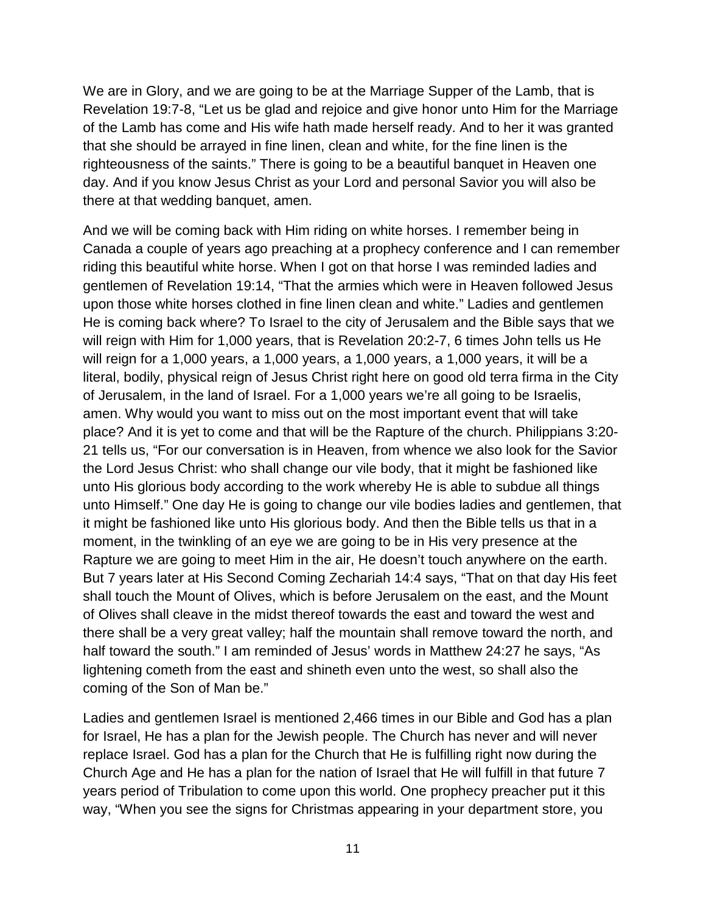We are in Glory, and we are going to be at the Marriage Supper of the Lamb, that is Revelation 19:7-8, “Let us be glad and rejoice and give honor unto Him for the Marriage of the Lamb has come and His wife hath made herself ready. And to her it was granted that she should be arrayed in fine linen, clean and white, for the fine linen is the righteousness of the saints.” There is going to be a beautiful banquet in Heaven one day. And if you know Jesus Christ as your Lord and personal Savior you will also be there at that wedding banquet, amen.

And we will be coming back with Him riding on white horses. I remember being in Canada a couple of years ago preaching at a prophecy conference and I can remember riding this beautiful white horse. When I got on that horse I was reminded ladies and gentlemen of Revelation 19:14, “That the armies which were in Heaven followed Jesus upon those white horses clothed in fine linen clean and white.” Ladies and gentlemen He is coming back where? To Israel to the city of Jerusalem and the Bible says that we will reign with Him for 1,000 years, that is Revelation 20:2-7, 6 times John tells us He will reign for a 1,000 years, a 1,000 years, a 1,000 years, a 1,000 years, it will be a literal, bodily, physical reign of Jesus Christ right here on good old terra firma in the City of Jerusalem, in the land of Israel. For a 1,000 years we’re all going to be Israelis, amen. Why would you want to miss out on the most important event that will take place? And it is yet to come and that will be the Rapture of the church. Philippians 3:20-21 tells us, “For our conversation is in Heaven, from whence we also look for the Savior the Lord Jesus Christ: who shall change our vile body, that it might be fashioned like unto His glorious body according to the work whereby He is able to subdue all things unto Himself.” One day He is going to change our vile bodies ladies and gentlemen, that it might be fashioned like unto His glorious body. And then the Bible tells us that in a moment, in the twinkling of an eye we are going to be in His very presence at the Rapture we are going to meet Him in the air, He doesn’t touch anywhere on the earth. But 7 years later at His Second Coming Zechariah 14:4 says, “That on that day His feet shall touch the Mount of Olives, which is before Jerusalem on the east, and the Mount of Olives shall cleave in the midst thereof towards the east and toward the west and there shall be a very great valley; half the mountain shall remove toward the north, and half toward the south.” I am reminded of Jesus’ words in Matthew 24:27 he says, “As lightening cometh from the east and shineth even unto the west, so shall also the coming of the Son of Man be.”

Ladies and gentlemen Israel is mentioned 2,466 times in our Bible and God has a plan for Israel, He has a plan for the Jewish people. The Church has never and will never replace Israel. God has a plan for the Church that He is fulfilling right now during the Church Age and He has a plan for the nation of Israel that He will fulfill in that future 7 years period of Tribulation to come upon this world. One prophecy preacher put it this way, “When you see the signs for Christmas appearing in your department store, you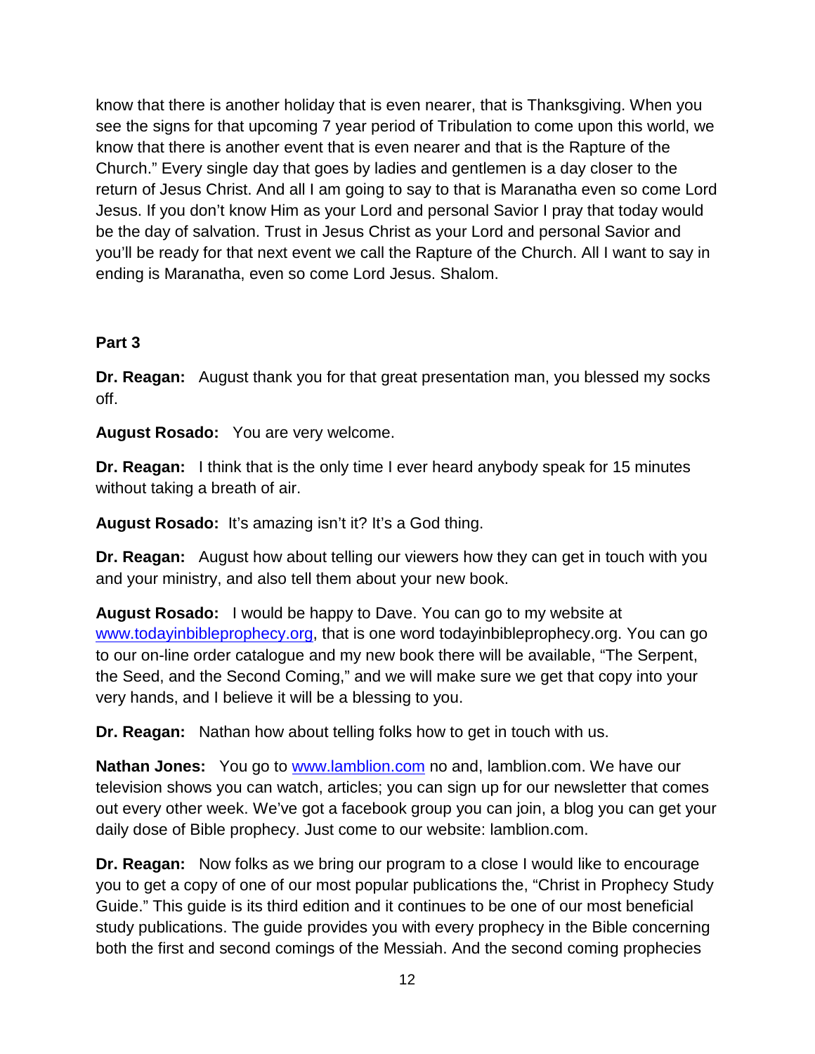know that there is another holiday that is even nearer, that is Thanksgiving. When you see the signs for that upcoming 7 year period of Tribulation to come upon this world, we know that there is another event that is even nearer and that is the Rapture of the Church." Every single day that goes by ladies and gentlemen is a day closer to the return of Jesus Christ. And all I am going to say to that is Maranatha even so come Lord Jesus. If you don't know Him as your Lord and personal Savior I pray that today would be the day of salvation. Trust in Jesus Christ as your Lord and personal Savior and you'll be ready for that next event we call the Rapture of the Church. All I want to say in ending is Maranatha, even so come Lord Jesus. Shalom.

**Part 3**

**Dr. Reagan:** August thank you for that great presentation man, you blessed my socks off.

**August Rosado:** You are very welcome.

**Dr. Reagan:** I think that is the only time I ever heard anybody speak for 15 minutes without taking a breath of air.

**August Rosado:** It's amazing isn't it? It's a God thing.

**Dr. Reagan:** August how about telling our viewers how they can get in touch with you and your ministry, and also tell them about your new book.

**August Rosado:** I would be happy to Dave. You can go to my website at [www.todayinbibleprophecy.org](www.todayinbibleprophecy.org), that is one word todayinbibleprophecy.org. You can go to our on-line order catalogue and my new book there will be available, "The Serpent, the Seed, and the Second Coming," and we will make sure we get that copy into your very hands, and I believe it will be a blessing to you.

**Dr. Reagan:** Nathan how about telling folks how to get in touch with us.

**Nathan Jones:** You go to [www.lamblion.com](www.lamblion.com) no and, lamblion.com. We have our television shows you can watch, articles; you can sign up for our newsletter that comes out every other week. We've got a facebook group you can join, a blog you can get your daily dose of Bible prophecy. Just come to our website: lamblion.com.

**Dr. Reagan:** Now folks as we bring our program to a close I would like to encourage you to get a copy of one of our most popular publications the, "Christ in Prophecy Study Guide." This guide is its third edition and it continues to be one of our most beneficial study publications. The guide provides you with every prophecy in the Bible concerning both the first and second comings of the Messiah. And the second coming prophecies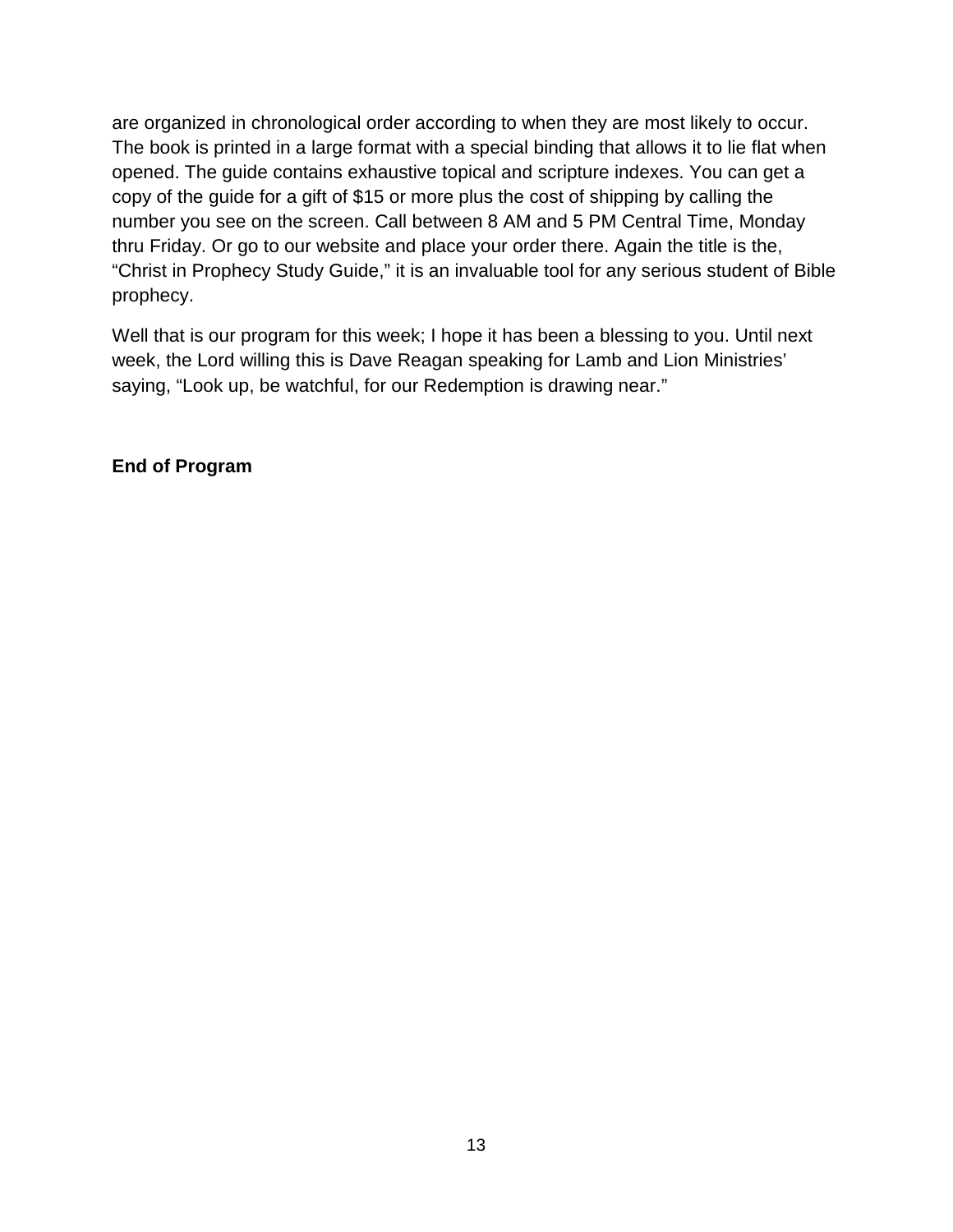are organized in chronological order according to when they are most likely to occur. The book is printed in a large format with a special binding that allows it to lie flat when opened. The guide contains exhaustive topical and scripture indexes. You can get a copy of the guide for a gift of $15 or more plus the cost of shipping by calling the number you see on the screen. Call between 8 AM and 5 PM Central Time, Monday thru Friday. Or go to our website and place your order there. Again the title is the, "Christ in Prophecy Study Guide," it is an invaluable tool for any serious student of Bible prophecy.

Well that is our program for this week; I hope it has been a blessing to you. Until next week, the Lord willing this is Dave Reagan speaking for Lamb and Lion Ministries' saying, "Look up, be watchful, for our Redemption is drawing near."

**End of Program**